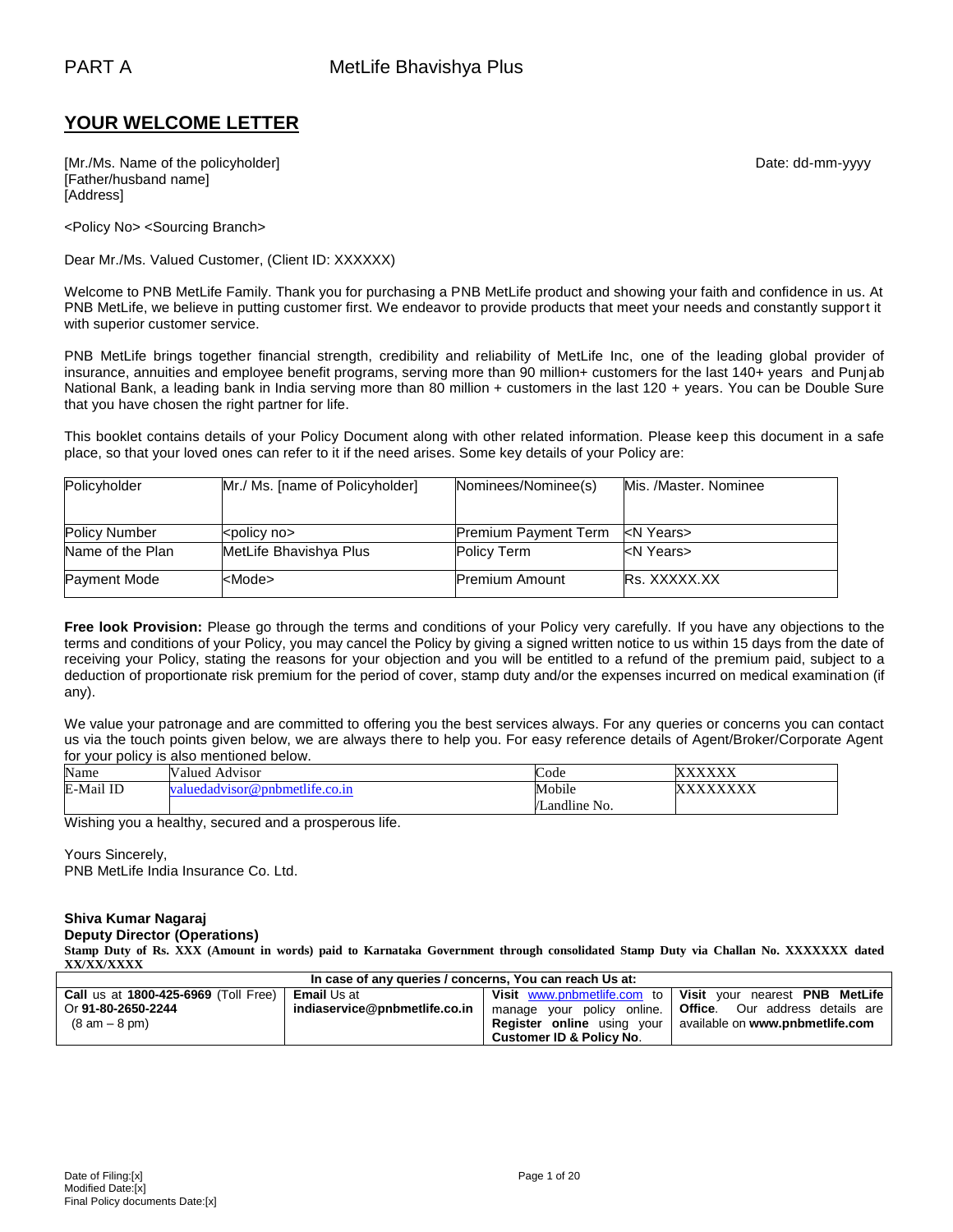PART A MetLife Bhavishya Plus

## YOUR WELCOME LETTER

[Mr./Ms. Name of the policyholder]
[Father/husband name]
[Address]

Date: dd-mm-yyyy

<Policy No> <Sourcing Branch>

Dear Mr./Ms. Valued Customer, (Client ID: XXXXXX)

Welcome to PNB MetLife Family. Thank you for purchasing a PNB MetLife product and showing your faith and confidence in us. At PNB MetLife, we believe in putting customer first. We endeavor to provide products that meet your needs and constantly support it with superior customer service.

PNB MetLife brings together financial strength, credibility and reliability of MetLife Inc, one of the leading global provider of insurance, annuities and employee benefit programs, serving more than 90 million+ customers for the last 140+ years and Punjab National Bank, a leading bank in India serving more than 80 million + customers in the last 120 + years. You can be Double Sure that you have chosen the right partner for life.

This booklet contains details of your Policy Document along with other related information. Please keep this document in a safe place, so that your loved ones can refer to it if the need arises. Some key details of your Policy are:

| Policyholder | Mr./ Ms. [name of Policyholder] | Nominees/Nominee(s) | Mis. /Master. Nominee |
|---|---|---|---|
| Policy Number | <policy no> | Premium Payment Term | <N Years> |
| Name of the Plan | MetLife Bhavishya Plus | Policy Term | <N Years> |
| Payment Mode | <Mode> | Premium Amount | Rs. XXXXX.XX |

**Free look Provision:** Please go through the terms and conditions of your Policy very carefully. If you have any objections to the terms and conditions of your Policy, you may cancel the Policy by giving a signed written notice to us within 15 days from the date of receiving your Policy, stating the reasons for your objection and you will be entitled to a refund of the premium paid, subject to a deduction of proportionate risk premium for the period of cover, stamp duty and/or the expenses incurred on medical examination (if any).

We value your patronage and are committed to offering you the best services always. For any queries or concerns you can contact us via the touch points given below, we are always there to help you. For easy reference details of Agent/Broker/Corporate Agent for your policy is also mentioned below.

| Name | Valued Advisor | Code | XXXXXX |
|---|---|---|---|
| E-Mail ID | valuedadvisor@pnbmetlife.co.in | Mobile /Landline No. | XXXXXXXX |

Wishing you a healthy, secured and a prosperous life.

Yours Sincerely,
PNB MetLife India Insurance Co. Ltd.

**Shiva Kumar Nagaraj**
**Deputy Director (Operations)**

**Stamp Duty of Rs. XXX (Amount in words) paid to Karnataka Government through consolidated Stamp Duty via Challan No. XXXXXXX dated XX/XX/XXXX**

| In case of any queries / concerns, You can reach Us at: | | | |
|---|---|---|---|
| **Call** us at **1800-425-6969** (Toll Free) Or **91-80-2650-2244** (8 am – 8 pm) | **Email** Us at **indiaservice@pnbmetlife.co.in** | **Visit** www.pnbmetlife.com to manage your policy online. **Register online** using your **Customer ID & Policy No**. | **Visit** your nearest **PNB MetLife Office**. Our address details are available on **www.pnbmetlife.com** |

Date of Filing:[x]
Modified Date:[x]
Final Policy documents Date:[x]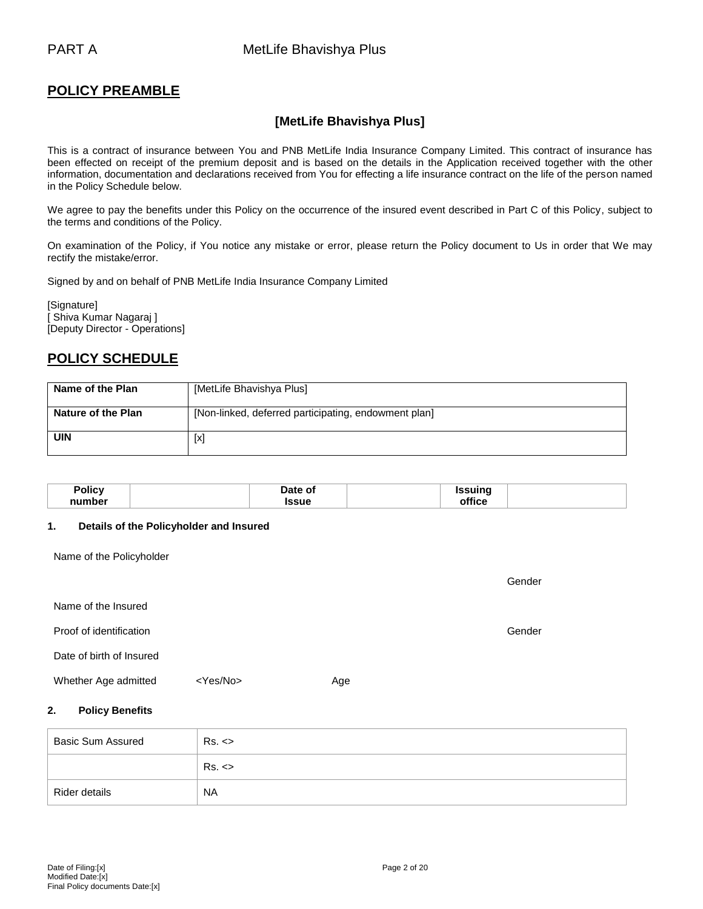PART A MetLife Bhavishya Plus

## POLICY PREAMBLE

### [MetLife Bhavishya Plus]

This is a contract of insurance between You and PNB MetLife India Insurance Company Limited. This contract of insurance has been effected on receipt of the premium deposit and is based on the details in the Application received together with the other information, documentation and declarations received from You for effecting a life insurance contract on the life of the person named in the Policy Schedule below.

We agree to pay the benefits under this Policy on the occurrence of the insured event described in Part C of this Policy, subject to the terms and conditions of the Policy.

On examination of the Policy, if You notice any mistake or error, please return the Policy document to Us in order that We may rectify the mistake/error.

Signed by and on behalf of PNB MetLife India Insurance Company Limited

[Signature]
[ Shiva Kumar Nagaraj ]
[Deputy Director - Operations]

## POLICY SCHEDULE

| **Name of the Plan** | [MetLife Bhavishya Plus] |
|---|---|
| **Nature of the Plan** | [Non-linked, deferred participating, endowment plan] |
| **UIN** | [x] |

| **Policy number** | | **Date of Issue** | | **Issuing office** | |
|---|---|---|---|---|---|

**1. Details of the Policyholder and Insured**

Name of the Policyholder

Gender

Name of the Insured

Proof of identification

Gender

Date of birth of Insured

Whether Age admitted <Yes/No> Age

**2. Policy Benefits**

| Basic Sum Assured | Rs. <> |
|---|---|
| | Rs. <> |
| Rider details | NA |

Date of Filing:[x]
Modified Date:[x]
Final Policy documents Date:[x]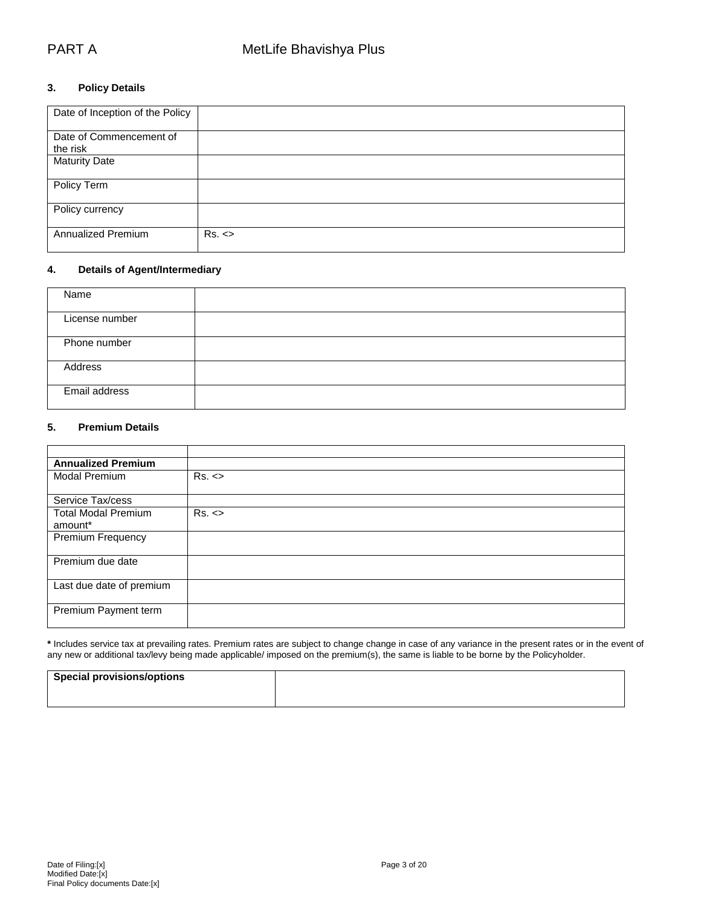PART A MetLife Bhavishya Plus

### 3. Policy Details

| Date of Inception of the Policy | |
|---|---|
| Date of Commencement of the risk | |
| Maturity Date | |
| Policy Term | |
| Policy currency | |
| Annualized Premium | Rs. <> |

### 4. Details of Agent/Intermediary

| Name | |
|---|---|
| License number | |
| Phone number | |
| Address | |
| Email address | |

### 5. Premium Details

| | |
|---|---|
| **Annualized Premium** | |
| Modal Premium | Rs. <> |
| Service Tax/cess | |
| Total Modal Premium amount* | Rs. <> |
| Premium Frequency | |
| Premium due date | |
| Last due date of premium | |
| Premium Payment term | |

**\*** Includes service tax at prevailing rates. Premium rates are subject to change change in case of any variance in the present rates or in the event of any new or additional tax/levy being made applicable/ imposed on the premium(s), the same is liable to be borne by the Policyholder.

| **Special provisions/options** | |
|---|---|

Date of Filing:[x]
Modified Date:[x]
Final Policy documents Date:[x]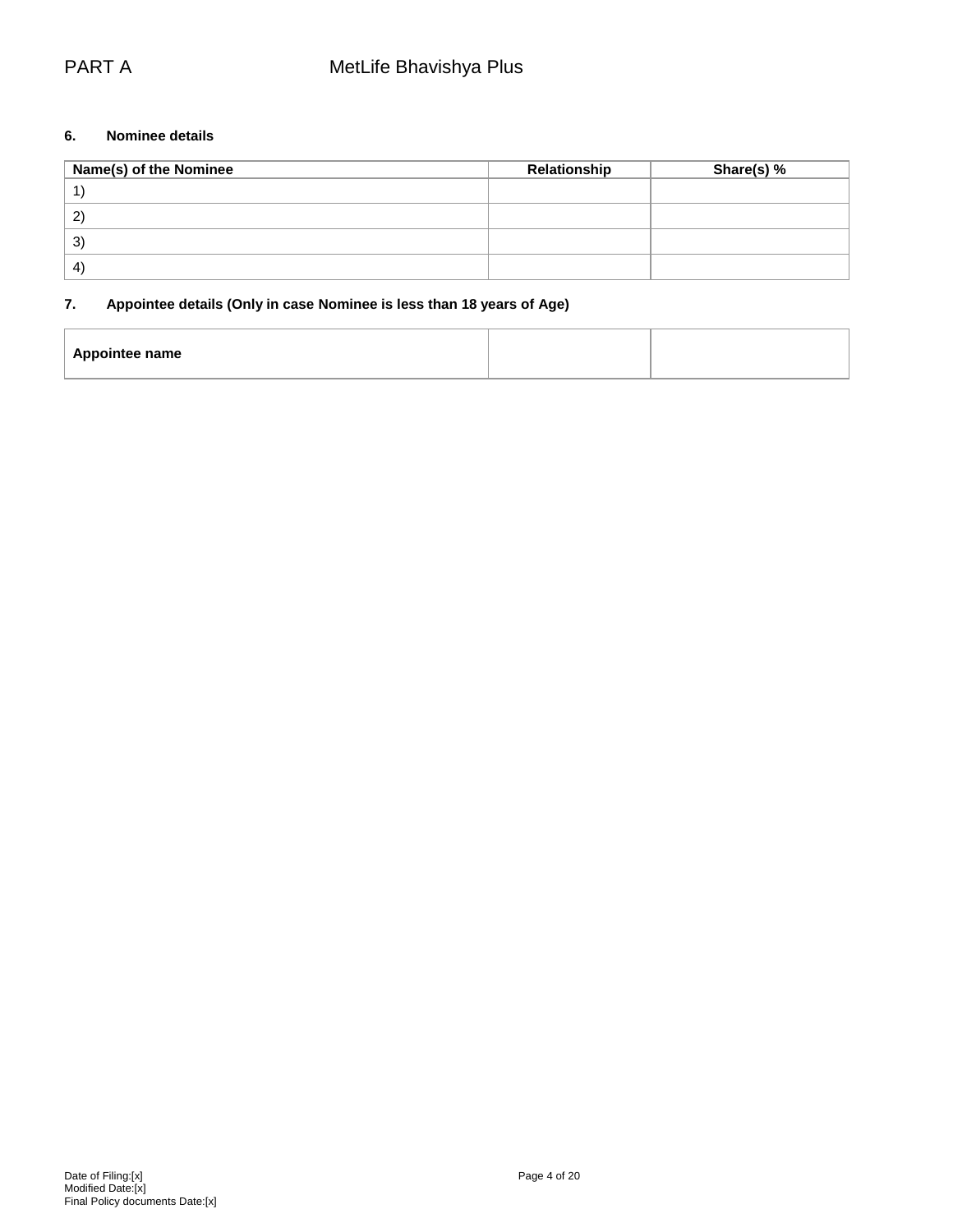### 6. Nominee details

| Name(s) of the Nominee | Relationship | Share(s) % |
|---|---|---|
| 1) | | |
| 2) | | |
| 3) | | |
| 4) | | |

### 7. Appointee details (Only in case Nominee is less than 18 years of Age)

| **Appointee name** | | |
|---|---|---|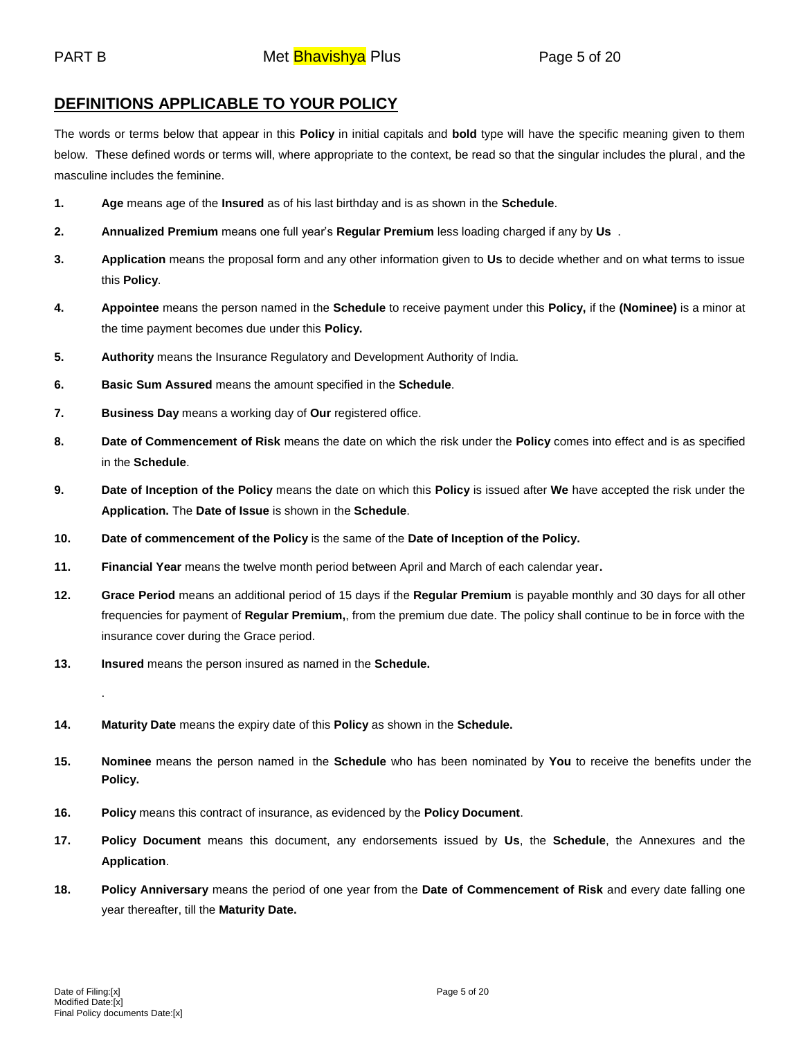## DEFINITIONS APPLICABLE TO YOUR POLICY

The words or terms below that appear in this **Policy** in initial capitals and **bold** type will have the specific meaning given to them below. These defined words or terms will, where appropriate to the context, be read so that the singular includes the plural, and the masculine includes the feminine.

1. **Age** means age of the **Insured** as of his last birthday and is as shown in the **Schedule**.
2. **Annualized Premium** means one full year's **Regular Premium** less loading charged if any by **Us** .
3. **Application** means the proposal form and any other information given to **Us** to decide whether and on what terms to issue this **Policy**.
4. **Appointee** means the person named in the **Schedule** to receive payment under this **Policy,** if the **(Nominee)** is a minor at the time payment becomes due under this **Policy.**
5. **Authority** means the Insurance Regulatory and Development Authority of India.
6. **Basic Sum Assured** means the amount specified in the **Schedule**.
7. **Business Day** means a working day of **Our** registered office.
8. **Date of Commencement of Risk** means the date on which the risk under the **Policy** comes into effect and is as specified in the **Schedule**.
9. **Date of Inception of the Policy** means the date on which this **Policy** is issued after **We** have accepted the risk under the **Application.** The **Date of Issue** is shown in the **Schedule**.
10. **Date of commencement of the Policy** is the same of the **Date of Inception of the Policy.**
11. **Financial Year** means the twelve month period between April and March of each calendar year**.**
12. **Grace Period** means an additional period of 15 days if the **Regular Premium** is payable monthly and 30 days for all other frequencies for payment of **Regular Premium,**, from the premium due date. The policy shall continue to be in force with the insurance cover during the Grace period.
13. **Insured** means the person insured as named in the **Schedule.**

    .

14. **Maturity Date** means the expiry date of this **Policy** as shown in the **Schedule.**
15. **Nominee** means the person named in the **Schedule** who has been nominated by **You** to receive the benefits under the **Policy.**
16. **Policy** means this contract of insurance, as evidenced by the **Policy Document**.
17. **Policy Document** means this document, any endorsements issued by **Us**, the **Schedule**, the Annexures and the **Application**.
18. **Policy Anniversary** means the period of one year from the **Date of Commencement of Risk** and every date falling one year thereafter, till the **Maturity Date.**

Date of Filing:[x]
Modified Date:[x]
Final Policy documents Date:[x]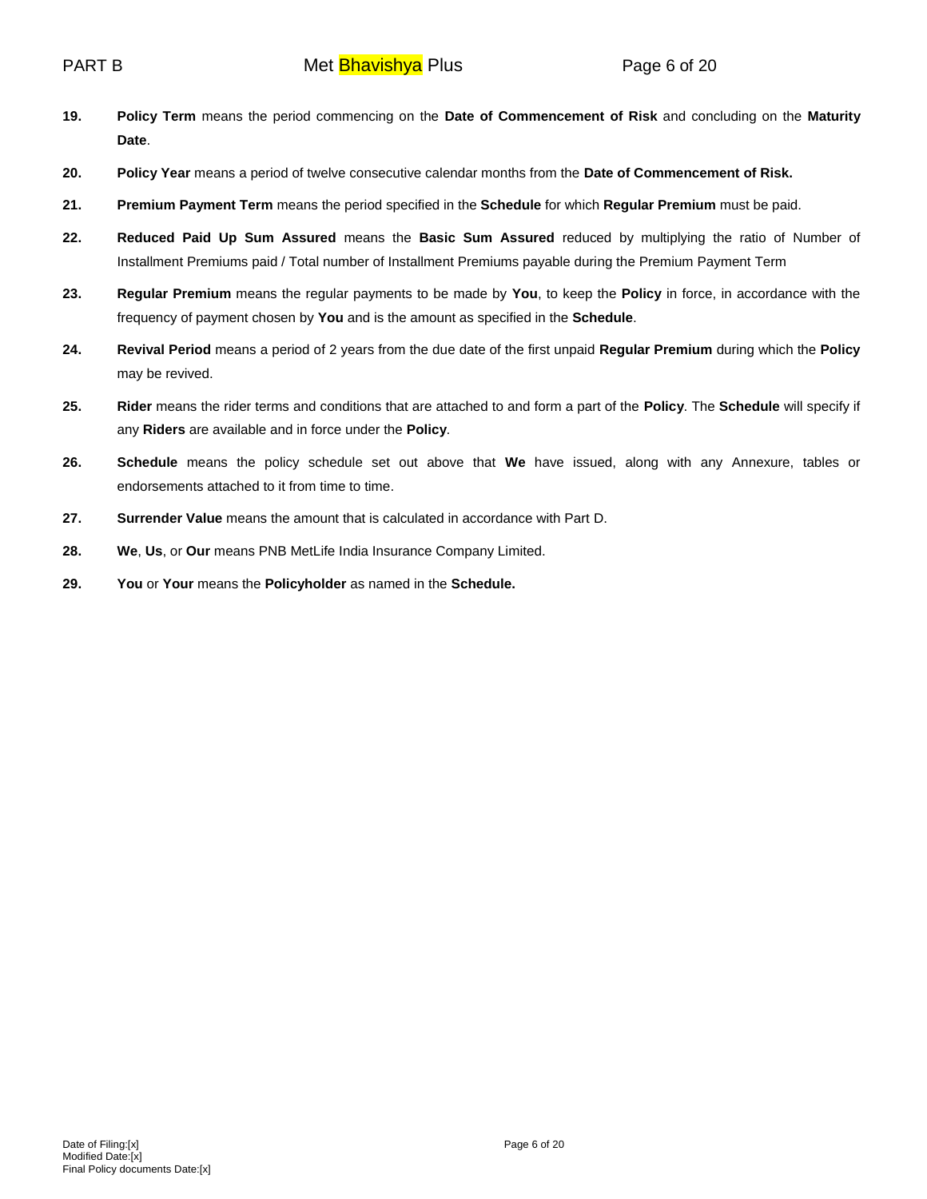19. **Policy Term** means the period commencing on the **Date of Commencement of Risk** and concluding on the **Maturity Date**.

20. **Policy Year** means a period of twelve consecutive calendar months from the **Date of Commencement of Risk.**

21. **Premium Payment Term** means the period specified in the **Schedule** for which **Regular Premium** must be paid.

22. **Reduced Paid Up Sum Assured** means the **Basic Sum Assured** reduced by multiplying the ratio of Number of Installment Premiums paid / Total number of Installment Premiums payable during the Premium Payment Term

23. **Regular Premium** means the regular payments to be made by **You**, to keep the **Policy** in force, in accordance with the frequency of payment chosen by **You** and is the amount as specified in the **Schedule**.

24. **Revival Period** means a period of 2 years from the due date of the first unpaid **Regular Premium** during which the **Policy** may be revived.

25. **Rider** means the rider terms and conditions that are attached to and form a part of the **Policy**. The **Schedule** will specify if any **Riders** are available and in force under the **Policy**.

26. **Schedule** means the policy schedule set out above that **We** have issued, along with any Annexure, tables or endorsements attached to it from time to time.

27. **Surrender Value** means the amount that is calculated in accordance with Part D.

28. **We**, **Us**, or **Our** means PNB MetLife India Insurance Company Limited.

29. **You** or **Your** means the **Policyholder** as named in the **Schedule.**

Date of Filing:[x]
Modified Date:[x]
Final Policy documents Date:[x]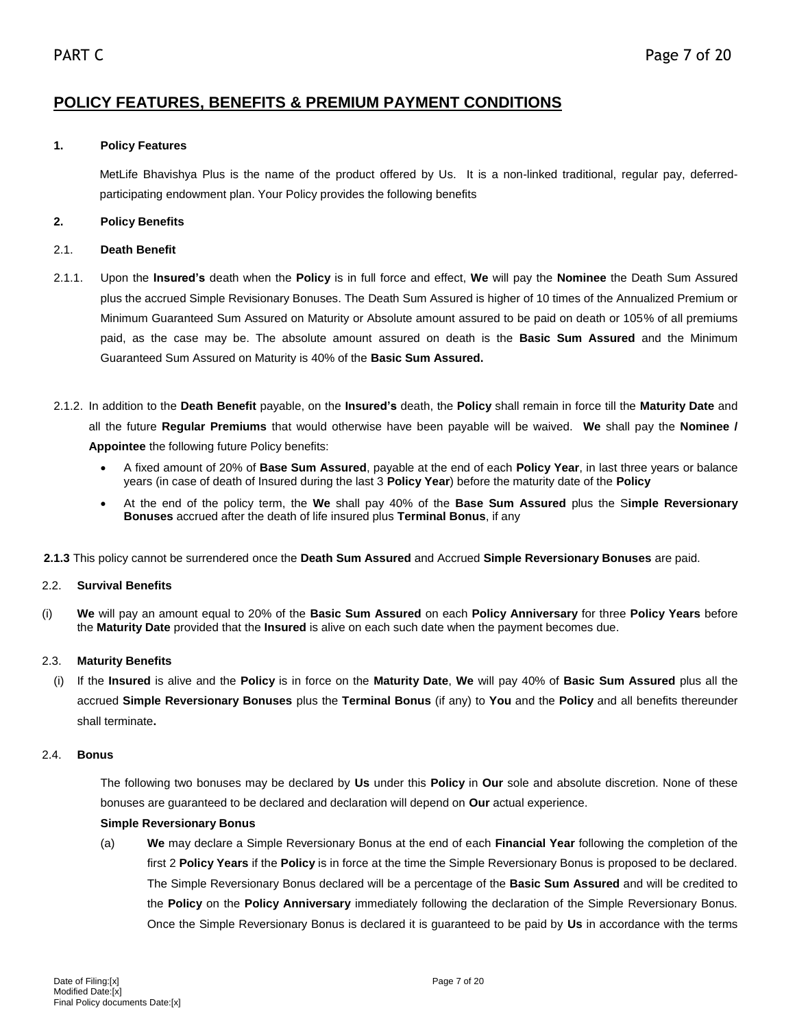## POLICY FEATURES, BENEFITS & PREMIUM PAYMENT CONDITIONS

**1. Policy Features**

MetLife Bhavishya Plus is the name of the product offered by Us. It is a non-linked traditional, regular pay, deferred-participating endowment plan. Your Policy provides the following benefits

**2. Policy Benefits**

2.1. **Death Benefit**

2.1.1. Upon the **Insured's** death when the **Policy** is in full force and effect, **We** will pay the **Nominee** the Death Sum Assured plus the accrued Simple Revisionary Bonuses. The Death Sum Assured is higher of 10 times of the Annualized Premium or Minimum Guaranteed Sum Assured on Maturity or Absolute amount assured to be paid on death or 105% of all premiums paid, as the case may be. The absolute amount assured on death is the **Basic Sum Assured** and the Minimum Guaranteed Sum Assured on Maturity is 40% of the **Basic Sum Assured.**

2.1.2. In addition to the **Death Benefit** payable, on the **Insured's** death, the **Policy** shall remain in force till the **Maturity Date** and all the future **Regular Premiums** that would otherwise have been payable will be waived. **We** shall pay the **Nominee / Appointee** the following future Policy benefits:

- A fixed amount of 20% of **Base Sum Assured**, payable at the end of each **Policy Year**, in last three years or balance years (in case of death of Insured during the last 3 **Policy Year**) before the maturity date of the **Policy**
- At the end of the policy term, the **We** shall pay 40% of the **Base Sum Assured** plus the S**imple Reversionary Bonuses** accrued after the death of life insured plus **Terminal Bonus**, if any

**2.1.3** This policy cannot be surrendered once the **Death Sum Assured** and Accrued **Simple Reversionary Bonuses** are paid.

2.2. **Survival Benefits**

(i) **We** will pay an amount equal to 20% of the **Basic Sum Assured** on each **Policy Anniversary** for three **Policy Years** before the **Maturity Date** provided that the **Insured** is alive on each such date when the payment becomes due.

2.3. **Maturity Benefits**

(i) If the **Insured** is alive and the **Policy** is in force on the **Maturity Date**, **We** will pay 40% of **Basic Sum Assured** plus all the accrued **Simple Reversionary Bonuses** plus the **Terminal Bonus** (if any) to **You** and the **Policy** and all benefits thereunder shall terminate**.**

2.4. **Bonus**

The following two bonuses may be declared by **Us** under this **Policy** in **Our** sole and absolute discretion. None of these bonuses are guaranteed to be declared and declaration will depend on **Our** actual experience.

**Simple Reversionary Bonus**

(a) **We** may declare a Simple Reversionary Bonus at the end of each **Financial Year** following the completion of the first 2 **Policy Years** if the **Policy** is in force at the time the Simple Reversionary Bonus is proposed to be declared. The Simple Reversionary Bonus declared will be a percentage of the **Basic Sum Assured** and will be credited to the **Policy** on the **Policy Anniversary** immediately following the declaration of the Simple Reversionary Bonus. Once the Simple Reversionary Bonus is declared it is guaranteed to be paid by **Us** in accordance with the terms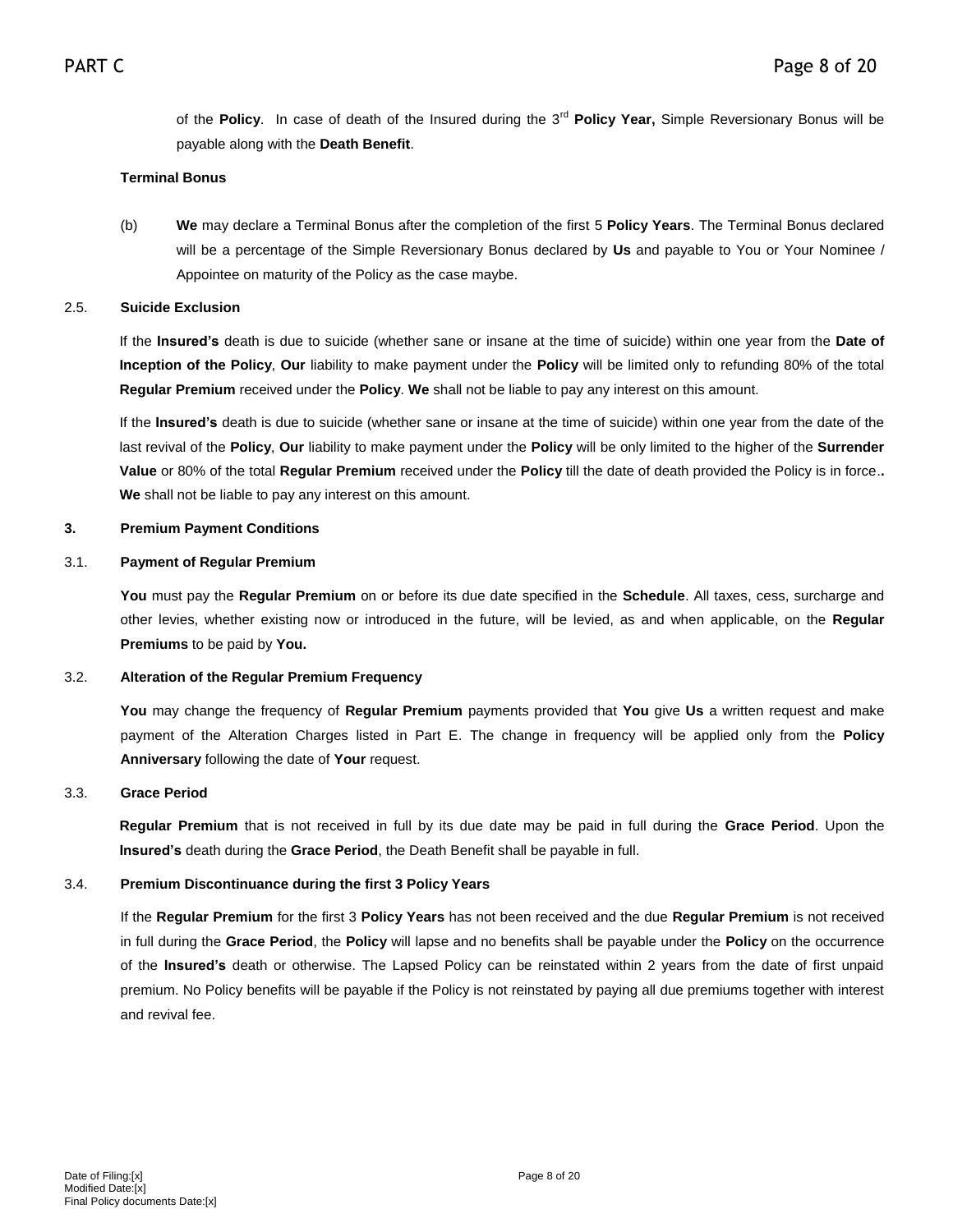of the **Policy**. In case of death of the Insured during the 3rd **Policy Year,** Simple Reversionary Bonus will be payable along with the **Death Benefit**.

**Terminal Bonus**

(b) **We** may declare a Terminal Bonus after the completion of the first 5 **Policy Years**. The Terminal Bonus declared will be a percentage of the Simple Reversionary Bonus declared by **Us** and payable to You or Your Nominee / Appointee on maturity of the Policy as the case maybe.

2.5. **Suicide Exclusion**

If the **Insured's** death is due to suicide (whether sane or insane at the time of suicide) within one year from the **Date of Inception of the Policy**, **Our** liability to make payment under the **Policy** will be limited only to refunding 80% of the total **Regular Premium** received under the **Policy**. **We** shall not be liable to pay any interest on this amount.

If the **Insured's** death is due to suicide (whether sane or insane at the time of suicide) within one year from the date of the last revival of the **Policy**, **Our** liability to make payment under the **Policy** will be only limited to the higher of the **Surrender Value** or 80% of the total **Regular Premium** received under the **Policy** till the date of death provided the Policy is in force.. **We** shall not be liable to pay any interest on this amount.

**3. Premium Payment Conditions**

3.1. **Payment of Regular Premium**

**You** must pay the **Regular Premium** on or before its due date specified in the **Schedule**. All taxes, cess, surcharge and other levies, whether existing now or introduced in the future, will be levied, as and when applicable, on the **Regular Premiums** to be paid by **You.**

3.2. **Alteration of the Regular Premium Frequency**

**You** may change the frequency of **Regular Premium** payments provided that **You** give **Us** a written request and make payment of the Alteration Charges listed in Part E. The change in frequency will be applied only from the **Policy Anniversary** following the date of **Your** request.

3.3. **Grace Period**

**Regular Premium** that is not received in full by its due date may be paid in full during the **Grace Period**. Upon the **Insured's** death during the **Grace Period**, the Death Benefit shall be payable in full.

3.4. **Premium Discontinuance during the first 3 Policy Years**

If the **Regular Premium** for the first 3 **Policy Years** has not been received and the due **Regular Premium** is not received in full during the **Grace Period**, the **Policy** will lapse and no benefits shall be payable under the **Policy** on the occurrence of the **Insured's** death or otherwise. The Lapsed Policy can be reinstated within 2 years from the date of first unpaid premium. No Policy benefits will be payable if the Policy is not reinstated by paying all due premiums together with interest and revival fee.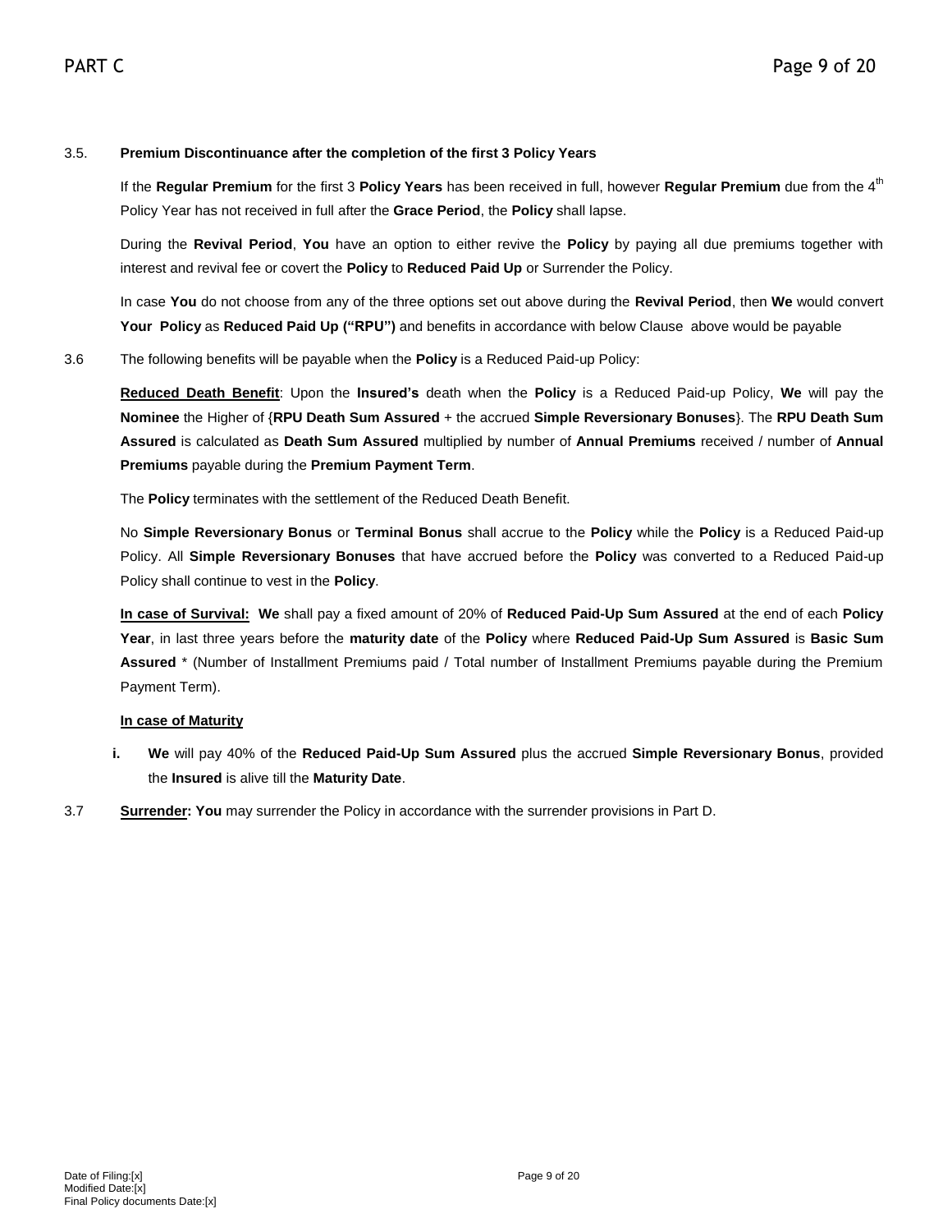3.5. **Premium Discontinuance after the completion of the first 3 Policy Years**

If the **Regular Premium** for the first 3 **Policy Years** has been received in full, however **Regular Premium** due from the 4th Policy Year has not received in full after the **Grace Period**, the **Policy** shall lapse.

During the **Revival Period**, **You** have an option to either revive the **Policy** by paying all due premiums together with interest and revival fee or covert the **Policy** to **Reduced Paid Up** or Surrender the Policy.

In case **You** do not choose from any of the three options set out above during the **Revival Period**, then **We** would convert **Your Policy** as **Reduced Paid Up ("RPU")** and benefits in accordance with below Clause above would be payable

3.6 The following benefits will be payable when the **Policy** is a Reduced Paid-up Policy:

**Reduced Death Benefit**: Upon the **Insured's** death when the **Policy** is a Reduced Paid-up Policy, **We** will pay the **Nominee** the Higher of {**RPU Death Sum Assured** + the accrued **Simple Reversionary Bonuses**}. The **RPU Death Sum Assured** is calculated as **Death Sum Assured** multiplied by number of **Annual Premiums** received / number of **Annual Premiums** payable during the **Premium Payment Term**.

The **Policy** terminates with the settlement of the Reduced Death Benefit.

No **Simple Reversionary Bonus** or **Terminal Bonus** shall accrue to the **Policy** while the **Policy** is a Reduced Paid-up Policy. All **Simple Reversionary Bonuses** that have accrued before the **Policy** was converted to a Reduced Paid-up Policy shall continue to vest in the **Policy**.

**In case of Survival: We** shall pay a fixed amount of 20% of **Reduced Paid-Up Sum Assured** at the end of each **Policy Year**, in last three years before the **maturity date** of the **Policy** where **Reduced Paid-Up Sum Assured** is **Basic Sum Assured** * (Number of Installment Premiums paid / Total number of Installment Premiums payable during the Premium Payment Term).

**In case of Maturity**

i. **We** will pay 40% of the **Reduced Paid-Up Sum Assured** plus the accrued **Simple Reversionary Bonus**, provided the **Insured** is alive till the **Maturity Date**.

3.7 **Surrender: You** may surrender the Policy in accordance with the surrender provisions in Part D.

Date of Filing:[x]
Modified Date:[x]
Final Policy documents Date:[x]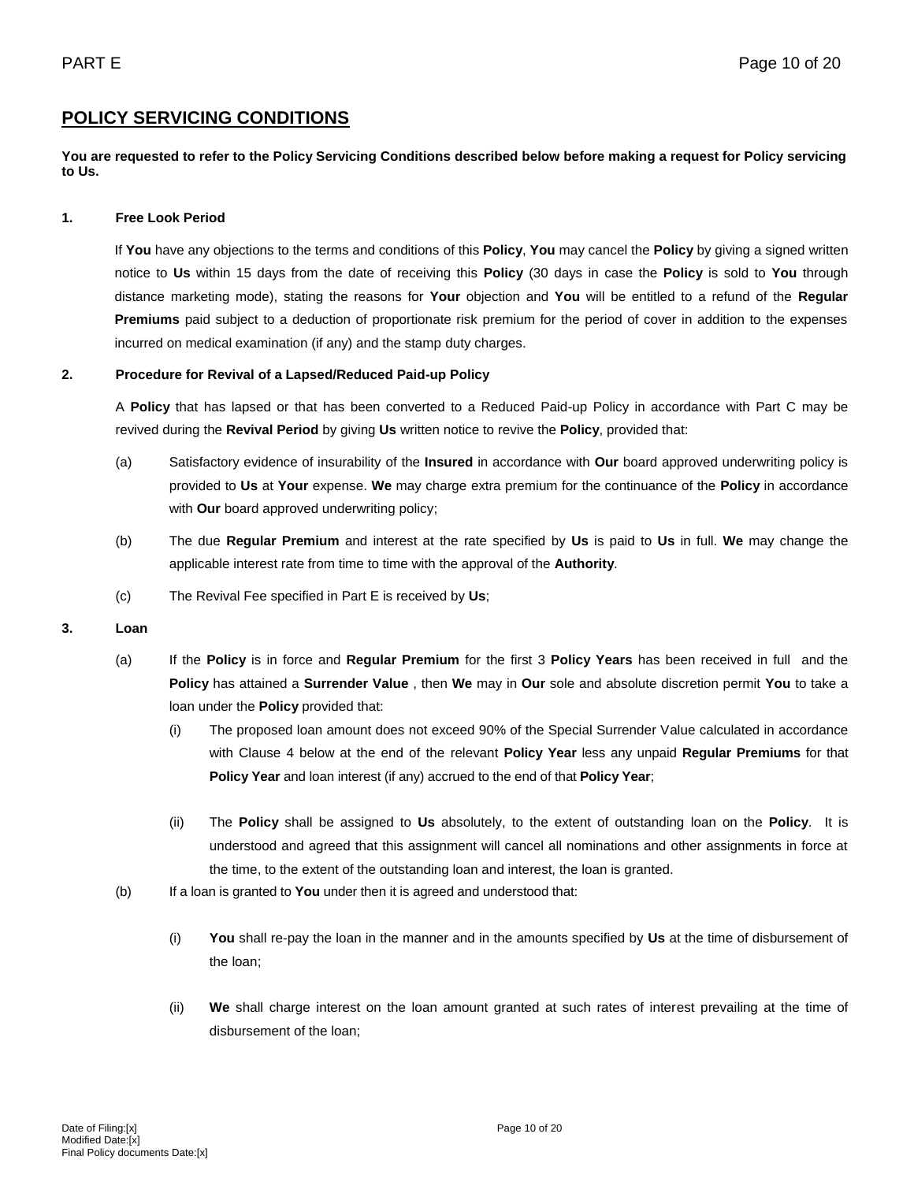## POLICY SERVICING CONDITIONS

**You are requested to refer to the Policy Servicing Conditions described below before making a request for Policy servicing to Us.**

**1. Free Look Period**

If **You** have any objections to the terms and conditions of this **Policy**, **You** may cancel the **Policy** by giving a signed written notice to **Us** within 15 days from the date of receiving this **Policy** (30 days in case the **Policy** is sold to **You** through distance marketing mode), stating the reasons for **Your** objection and **You** will be entitled to a refund of the **Regular Premiums** paid subject to a deduction of proportionate risk premium for the period of cover in addition to the expenses incurred on medical examination (if any) and the stamp duty charges.

**2. Procedure for Revival of a Lapsed/Reduced Paid-up Policy**

A **Policy** that has lapsed or that has been converted to a Reduced Paid-up Policy in accordance with Part C may be revived during the **Revival Period** by giving **Us** written notice to revive the **Policy**, provided that:

(a) Satisfactory evidence of insurability of the **Insured** in accordance with **Our** board approved underwriting policy is provided to **Us** at **Your** expense. **We** may charge extra premium for the continuance of the **Policy** in accordance with **Our** board approved underwriting policy;

(b) The due **Regular Premium** and interest at the rate specified by **Us** is paid to **Us** in full. **We** may change the applicable interest rate from time to time with the approval of the **Authority**.

(c) The Revival Fee specified in Part E is received by **Us**;

**3. Loan**

(a) If the **Policy** is in force and **Regular Premium** for the first 3 **Policy Years** has been received in full and the **Policy** has attained a **Surrender Value** , then **We** may in **Our** sole and absolute discretion permit **You** to take a loan under the **Policy** provided that:

(i) The proposed loan amount does not exceed 90% of the Special Surrender Value calculated in accordance with Clause 4 below at the end of the relevant **Policy Year** less any unpaid **Regular Premiums** for that **Policy Year** and loan interest (if any) accrued to the end of that **Policy Year**;

(ii) The **Policy** shall be assigned to **Us** absolutely, to the extent of outstanding loan on the **Policy**. It is understood and agreed that this assignment will cancel all nominations and other assignments in force at the time, to the extent of the outstanding loan and interest, the loan is granted.

(b) If a loan is granted to **You** under then it is agreed and understood that:

(i) **You** shall re-pay the loan in the manner and in the amounts specified by **Us** at the time of disbursement of the loan;

(ii) **We** shall charge interest on the loan amount granted at such rates of interest prevailing at the time of disbursement of the loan;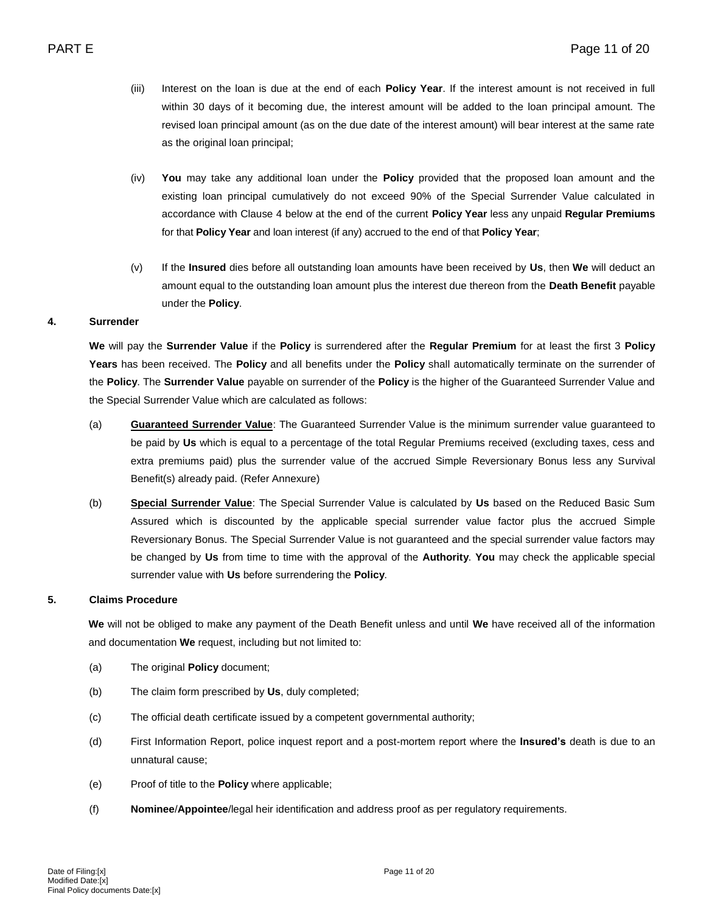(iii) Interest on the loan is due at the end of each **Policy Year**. If the interest amount is not received in full within 30 days of it becoming due, the interest amount will be added to the loan principal amount. The revised loan principal amount (as on the due date of the interest amount) will bear interest at the same rate as the original loan principal;

(iv) **You** may take any additional loan under the **Policy** provided that the proposed loan amount and the existing loan principal cumulatively do not exceed 90% of the Special Surrender Value calculated in accordance with Clause 4 below at the end of the current **Policy Year** less any unpaid **Regular Premiums** for that **Policy Year** and loan interest (if any) accrued to the end of that **Policy Year**;

(v) If the **Insured** dies before all outstanding loan amounts have been received by **Us**, then **We** will deduct an amount equal to the outstanding loan amount plus the interest due thereon from the **Death Benefit** payable under the **Policy**.

**4. Surrender**

**We** will pay the **Surrender Value** if the **Policy** is surrendered after the **Regular Premium** for at least the first 3 **Policy Years** has been received. The **Policy** and all benefits under the **Policy** shall automatically terminate on the surrender of the **Policy**. The **Surrender Value** payable on surrender of the **Policy** is the higher of the Guaranteed Surrender Value and the Special Surrender Value which are calculated as follows:

(a) **Guaranteed Surrender Value**: The Guaranteed Surrender Value is the minimum surrender value guaranteed to be paid by **Us** which is equal to a percentage of the total Regular Premiums received (excluding taxes, cess and extra premiums paid) plus the surrender value of the accrued Simple Reversionary Bonus less any Survival Benefit(s) already paid. (Refer Annexure)

(b) **Special Surrender Value**: The Special Surrender Value is calculated by **Us** based on the Reduced Basic Sum Assured which is discounted by the applicable special surrender value factor plus the accrued Simple Reversionary Bonus. The Special Surrender Value is not guaranteed and the special surrender value factors may be changed by **Us** from time to time with the approval of the **Authority**. **You** may check the applicable special surrender value with **Us** before surrendering the **Policy**.

**5. Claims Procedure**

**We** will not be obliged to make any payment of the Death Benefit unless and until **We** have received all of the information and documentation **We** request, including but not limited to:

(a) The original **Policy** document;

(b) The claim form prescribed by **Us**, duly completed;

(c) The official death certificate issued by a competent governmental authority;

(d) First Information Report, police inquest report and a post-mortem report where the **Insured's** death is due to an unnatural cause;

(e) Proof of title to the **Policy** where applicable;

(f) **Nominee**/**Appointee**/legal heir identification and address proof as per regulatory requirements.

Date of Filing:[x]
Modified Date:[x]
Final Policy documents Date:[x]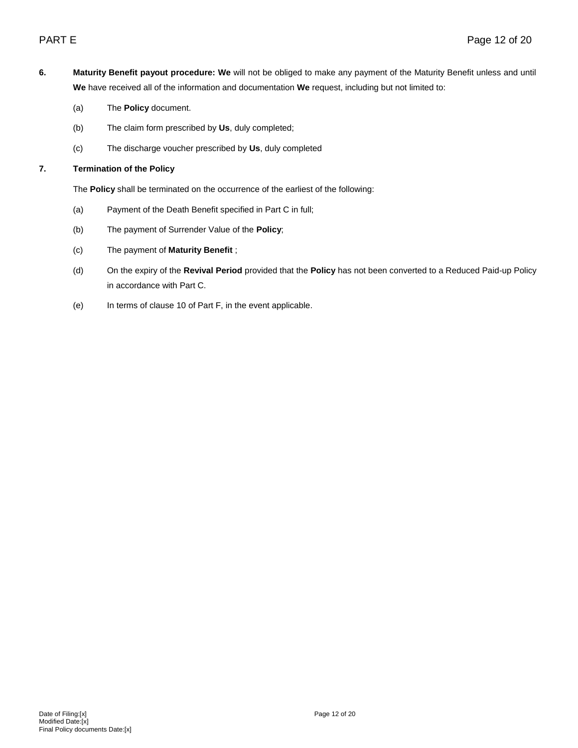**6.** **Maturity Benefit payout procedure: We** will not be obliged to make any payment of the Maturity Benefit unless and until **We** have received all of the information and documentation **We** request, including but not limited to:

(a) The **Policy** document.

(b) The claim form prescribed by **Us**, duly completed;

(c) The discharge voucher prescribed by **Us**, duly completed

**7.** **Termination of the Policy**

The **Policy** shall be terminated on the occurrence of the earliest of the following:

(a) Payment of the Death Benefit specified in Part C in full;

(b) The payment of Surrender Value of the **Policy**;

(c) The payment of **Maturity Benefit** ;

(d) On the expiry of the **Revival Period** provided that the **Policy** has not been converted to a Reduced Paid-up Policy in accordance with Part C.

(e) In terms of clause 10 of Part F, in the event applicable.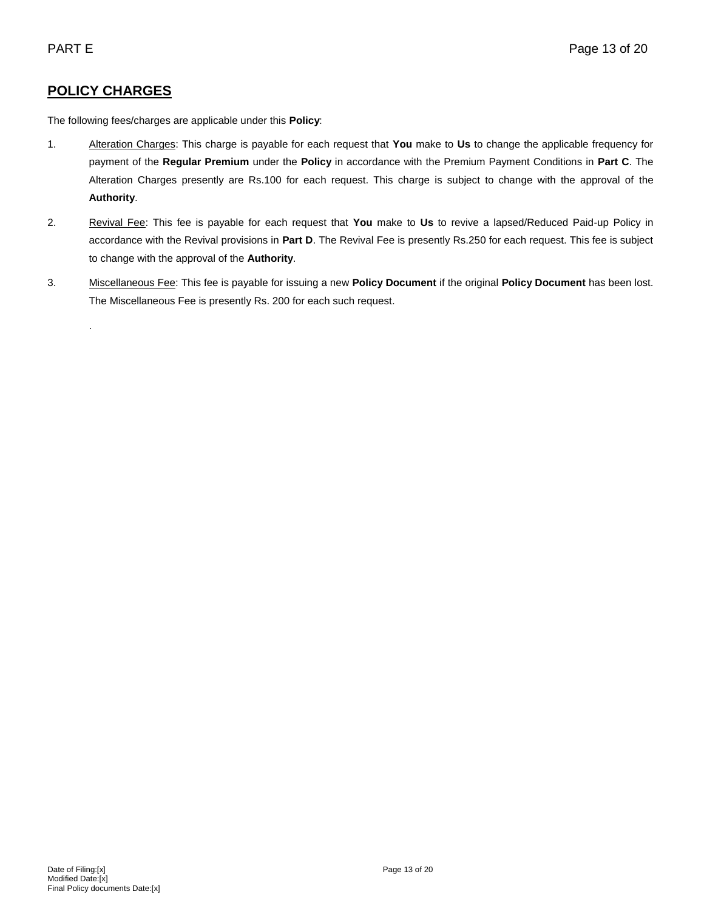## POLICY CHARGES

The following fees/charges are applicable under this **Policy**:

1. Alteration Charges: This charge is payable for each request that **You** make to **Us** to change the applicable frequency for payment of the **Regular Premium** under the **Policy** in accordance with the Premium Payment Conditions in **Part C**. The Alteration Charges presently are Rs.100 for each request. This charge is subject to change with the approval of the **Authority**.

2. Revival Fee: This fee is payable for each request that **You** make to **Us** to revive a lapsed/Reduced Paid-up Policy in accordance with the Revival provisions in **Part D**. The Revival Fee is presently Rs.250 for each request. This fee is subject to change with the approval of the **Authority**.

3. Miscellaneous Fee: This fee is payable for issuing a new **Policy Document** if the original **Policy Document** has been lost. The Miscellaneous Fee is presently Rs. 200 for each such request.

.

Date of Filing:[x]
Modified Date:[x]
Final Policy documents Date:[x]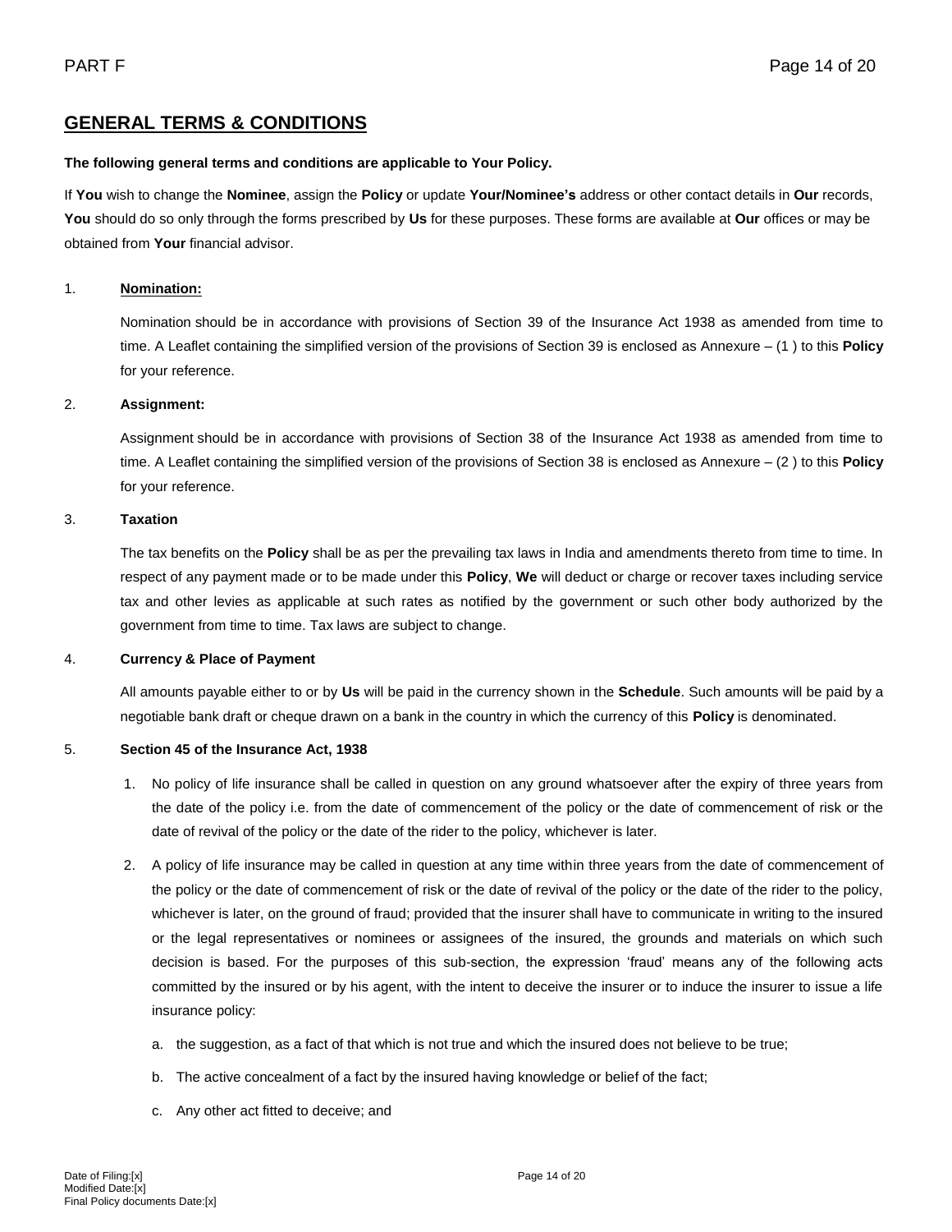## GENERAL TERMS & CONDITIONS

**The following general terms and conditions are applicable to Your Policy.**

If **You** wish to change the **Nominee**, assign the **Policy** or update **Your/Nominee's** address or other contact details in **Our** records, **You** should do so only through the forms prescribed by **Us** for these purposes. These forms are available at **Our** offices or may be obtained from **Your** financial advisor.

1. **Nomination:**

   Nomination should be in accordance with provisions of Section 39 of the Insurance Act 1938 as amended from time to time. A Leaflet containing the simplified version of the provisions of Section 39 is enclosed as Annexure – (1 ) to this **Policy** for your reference.

2. **Assignment:**

   Assignment should be in accordance with provisions of Section 38 of the Insurance Act 1938 as amended from time to time. A Leaflet containing the simplified version of the provisions of Section 38 is enclosed as Annexure – (2 ) to this **Policy** for your reference.

3. **Taxation**

   The tax benefits on the **Policy** shall be as per the prevailing tax laws in India and amendments thereto from time to time. In respect of any payment made or to be made under this **Policy**, **We** will deduct or charge or recover taxes including service tax and other levies as applicable at such rates as notified by the government or such other body authorized by the government from time to time. Tax laws are subject to change.

4. **Currency & Place of Payment**

   All amounts payable either to or by **Us** will be paid in the currency shown in the **Schedule**. Such amounts will be paid by a negotiable bank draft or cheque drawn on a bank in the country in which the currency of this **Policy** is denominated.

5. **Section 45 of the Insurance Act, 1938**

   1. No policy of life insurance shall be called in question on any ground whatsoever after the expiry of three years from the date of the policy i.e. from the date of commencement of the policy or the date of commencement of risk or the date of revival of the policy or the date of the rider to the policy, whichever is later.
   2. A policy of life insurance may be called in question at any time within three years from the date of commencement of the policy or the date of commencement of risk or the date of revival of the policy or the date of the rider to the policy, whichever is later, on the ground of fraud; provided that the insurer shall have to communicate in writing to the insured or the legal representatives or nominees or assignees of the insured, the grounds and materials on which such decision is based. For the purposes of this sub-section, the expression 'fraud' means any of the following acts committed by the insured or by his agent, with the intent to deceive the insurer or to induce the insurer to issue a life insurance policy:
      a. the suggestion, as a fact of that which is not true and which the insured does not believe to be true;
      b. The active concealment of a fact by the insured having knowledge or belief of the fact;
      c. Any other act fitted to deceive; and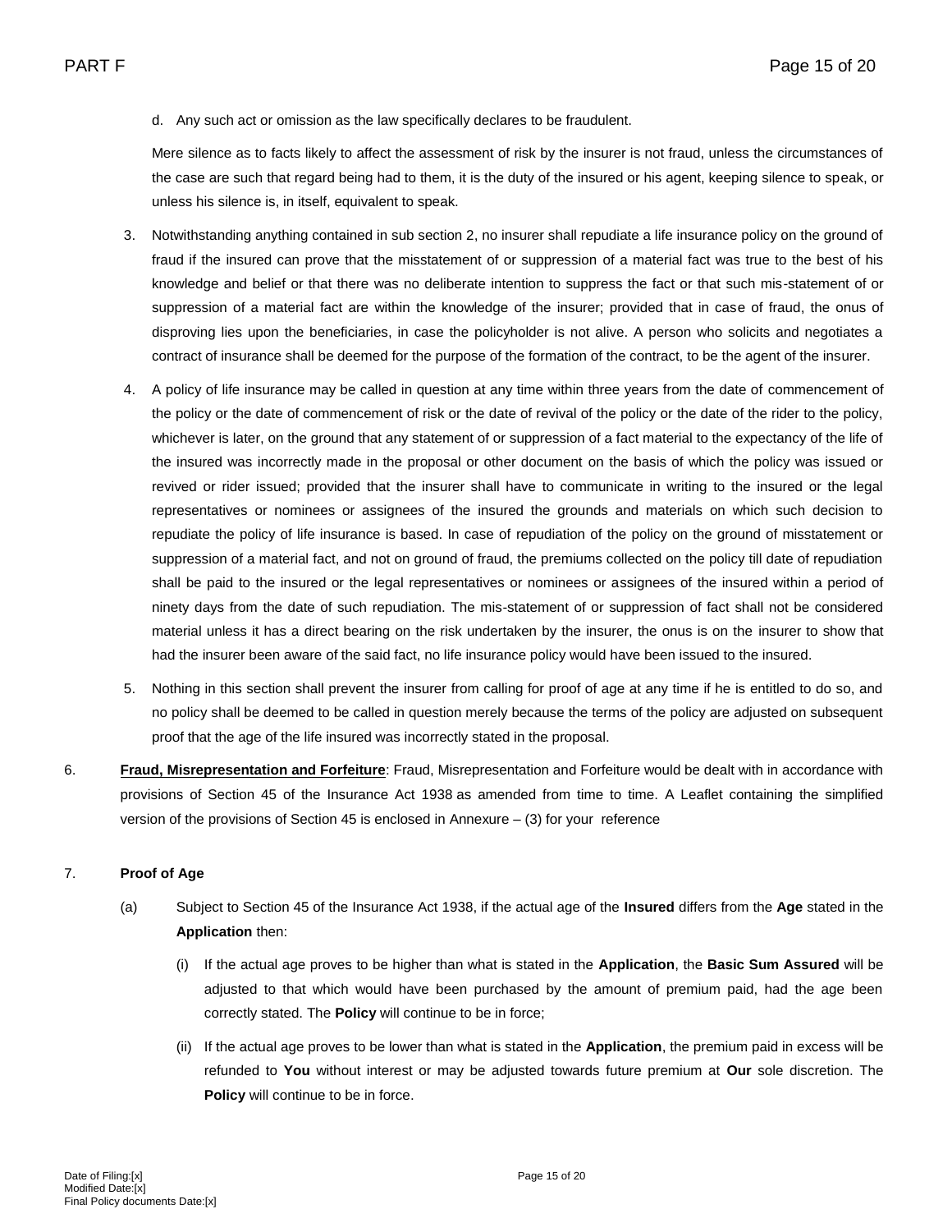d. Any such act or omission as the law specifically declares to be fraudulent.

Mere silence as to facts likely to affect the assessment of risk by the insurer is not fraud, unless the circumstances of the case are such that regard being had to them, it is the duty of the insured or his agent, keeping silence to speak, or unless his silence is, in itself, equivalent to speak.

3. Notwithstanding anything contained in sub section 2, no insurer shall repudiate a life insurance policy on the ground of fraud if the insured can prove that the misstatement of or suppression of a material fact was true to the best of his knowledge and belief or that there was no deliberate intention to suppress the fact or that such mis-statement of or suppression of a material fact are within the knowledge of the insurer; provided that in case of fraud, the onus of disproving lies upon the beneficiaries, in case the policyholder is not alive. A person who solicits and negotiates a contract of insurance shall be deemed for the purpose of the formation of the contract, to be the agent of the insurer.

4. A policy of life insurance may be called in question at any time within three years from the date of commencement of the policy or the date of commencement of risk or the date of revival of the policy or the date of the rider to the policy, whichever is later, on the ground that any statement of or suppression of a fact material to the expectancy of the life of the insured was incorrectly made in the proposal or other document on the basis of which the policy was issued or revived or rider issued; provided that the insurer shall have to communicate in writing to the insured or the legal representatives or nominees or assignees of the insured the grounds and materials on which such decision to repudiate the policy of life insurance is based. In case of repudiation of the policy on the ground of misstatement or suppression of a material fact, and not on ground of fraud, the premiums collected on the policy till date of repudiation shall be paid to the insured or the legal representatives or nominees or assignees of the insured within a period of ninety days from the date of such repudiation. The mis-statement of or suppression of fact shall not be considered material unless it has a direct bearing on the risk undertaken by the insurer, the onus is on the insurer to show that had the insurer been aware of the said fact, no life insurance policy would have been issued to the insured.

5. Nothing in this section shall prevent the insurer from calling for proof of age at any time if he is entitled to do so, and no policy shall be deemed to be called in question merely because the terms of the policy are adjusted on subsequent proof that the age of the life insured was incorrectly stated in the proposal.

6. **Fraud, Misrepresentation and Forfeiture**: Fraud, Misrepresentation and Forfeiture would be dealt with in accordance with provisions of Section 45 of the Insurance Act 1938 as amended from time to time. A Leaflet containing the simplified version of the provisions of Section 45 is enclosed in Annexure – (3) for your reference

7. **Proof of Age**

(a) Subject to Section 45 of the Insurance Act 1938, if the actual age of the **Insured** differs from the **Age** stated in the **Application** then:

(i) If the actual age proves to be higher than what is stated in the **Application**, the **Basic Sum Assured** will be adjusted to that which would have been purchased by the amount of premium paid, had the age been correctly stated. The **Policy** will continue to be in force;

(ii) If the actual age proves to be lower than what is stated in the **Application**, the premium paid in excess will be refunded to **You** without interest or may be adjusted towards future premium at **Our** sole discretion. The **Policy** will continue to be in force.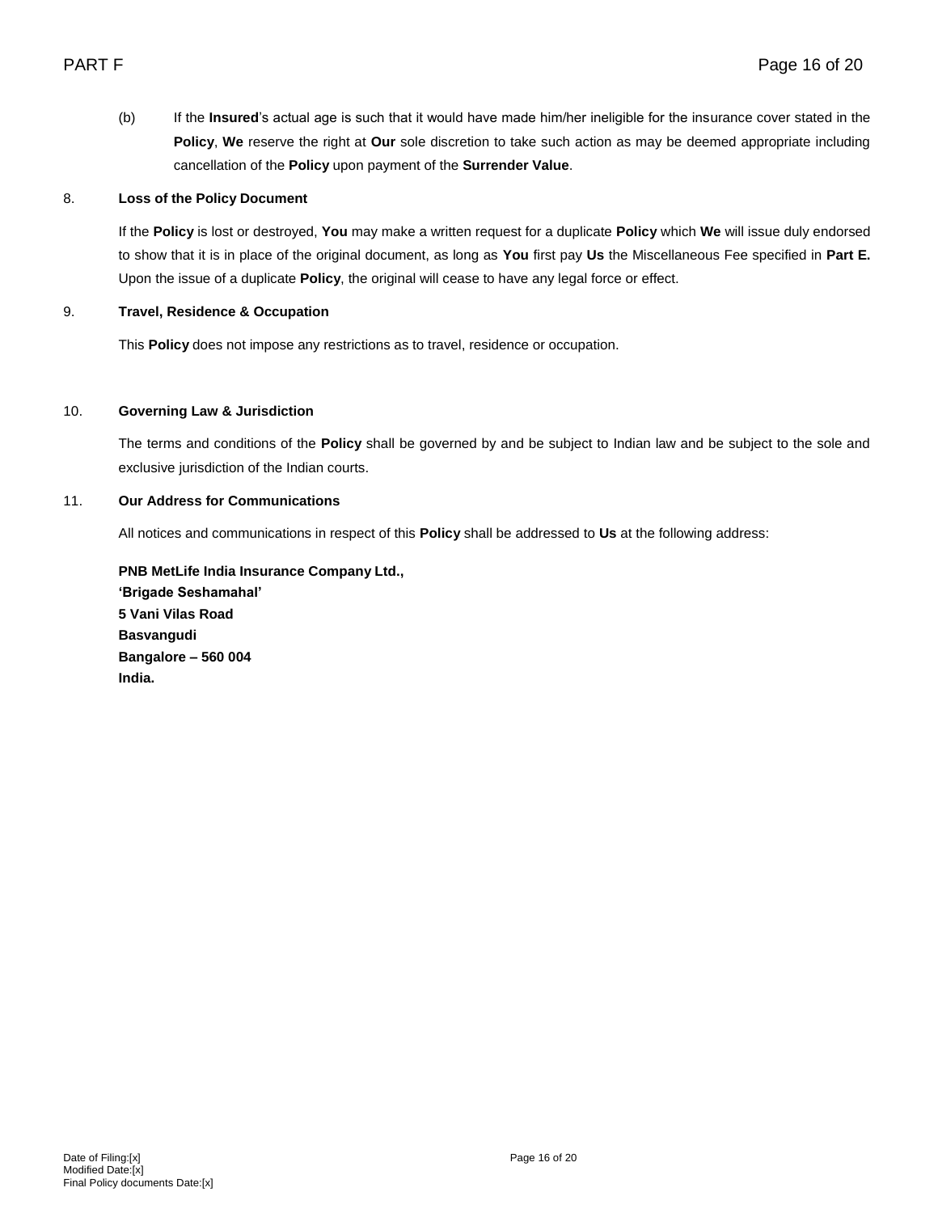(b) If the **Insured**'s actual age is such that it would have made him/her ineligible for the insurance cover stated in the **Policy**, **We** reserve the right at **Our** sole discretion to take such action as may be deemed appropriate including cancellation of the **Policy** upon payment of the **Surrender Value**.

8. **Loss of the Policy Document**

If the **Policy** is lost or destroyed, **You** may make a written request for a duplicate **Policy** which **We** will issue duly endorsed to show that it is in place of the original document, as long as **You** first pay **Us** the Miscellaneous Fee specified in **Part E.** Upon the issue of a duplicate **Policy**, the original will cease to have any legal force or effect.

9. **Travel, Residence & Occupation**

This **Policy** does not impose any restrictions as to travel, residence or occupation.

10. **Governing Law & Jurisdiction**

The terms and conditions of the **Policy** shall be governed by and be subject to Indian law and be subject to the sole and exclusive jurisdiction of the Indian courts.

11. **Our Address for Communications**

All notices and communications in respect of this **Policy** shall be addressed to **Us** at the following address:

**PNB MetLife India Insurance Company Ltd.,**
**'Brigade Seshamahal'**
**5 Vani Vilas Road**
**Basvangudi**
**Bangalore – 560 004**
**India.**

Date of Filing:[x]
Modified Date:[x]
Final Policy documents Date:[x]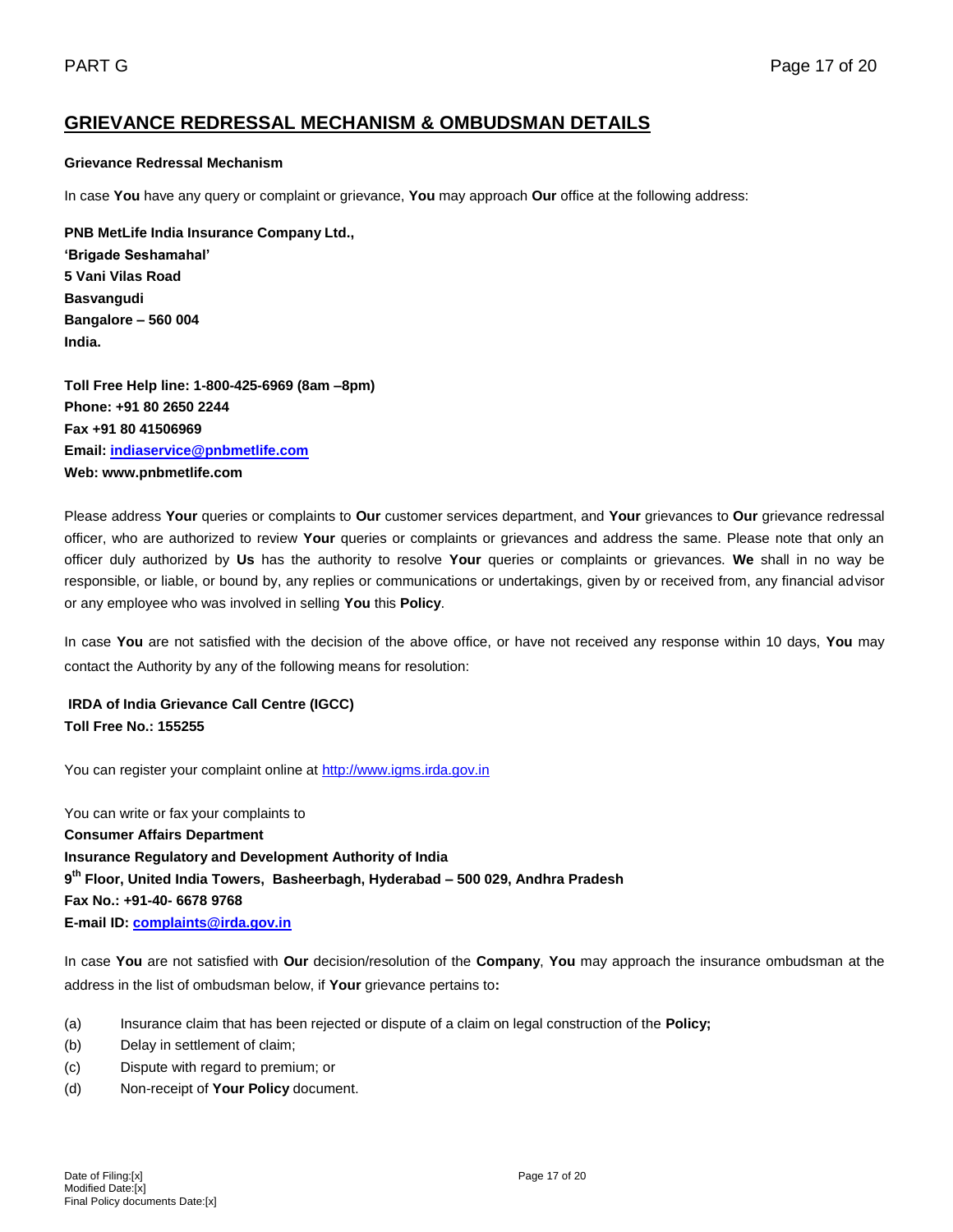## GRIEVANCE REDRESSAL MECHANISM & OMBUDSMAN DETAILS

**Grievance Redressal Mechanism**

In case **You** have any query or complaint or grievance, **You** may approach **Our** office at the following address:

**PNB MetLife India Insurance Company Ltd.,**
**'Brigade Seshamahal'**
**5 Vani Vilas Road**
**Basvangudi**
**Bangalore – 560 004**
**India.**

**Toll Free Help line: 1-800-425-6969 (8am –8pm)**
**Phone: +91 80 2650 2244**
**Fax +91 80 41506969**
**Email: indiaservice@pnbmetlife.com**
**Web: www.pnbmetlife.com**

Please address **Your** queries or complaints to **Our** customer services department, and **Your** grievances to **Our** grievance redressal officer, who are authorized to review **Your** queries or complaints or grievances and address the same. Please note that only an officer duly authorized by **Us** has the authority to resolve **Your** queries or complaints or grievances. **We** shall in no way be responsible, or liable, or bound by, any replies or communications or undertakings, given by or received from, any financial advisor or any employee who was involved in selling **You** this **Policy**.

In case **You** are not satisfied with the decision of the above office, or have not received any response within 10 days, **You** may contact the Authority by any of the following means for resolution:

**IRDA of India Grievance Call Centre (IGCC)**
**Toll Free No.: 155255**

You can register your complaint online at http://www.igms.irda.gov.in

You can write or fax your complaints to
**Consumer Affairs Department**
**Insurance Regulatory and Development Authority of India**
**9th Floor, United India Towers, Basheerbagh, Hyderabad – 500 029, Andhra Pradesh**
**Fax No.: +91-40- 6678 9768**
**E-mail ID: complaints@irda.gov.in**

In case **You** are not satisfied with **Our** decision/resolution of the **Company**, **You** may approach the insurance ombudsman at the address in the list of ombudsman below, if **Your** grievance pertains to**:**

(a) Insurance claim that has been rejected or dispute of a claim on legal construction of the **Policy;**
(b) Delay in settlement of claim;
(c) Dispute with regard to premium; or
(d) Non-receipt of **Your Policy** document.

Date of Filing:[x]
Modified Date:[x]
Final Policy documents Date:[x]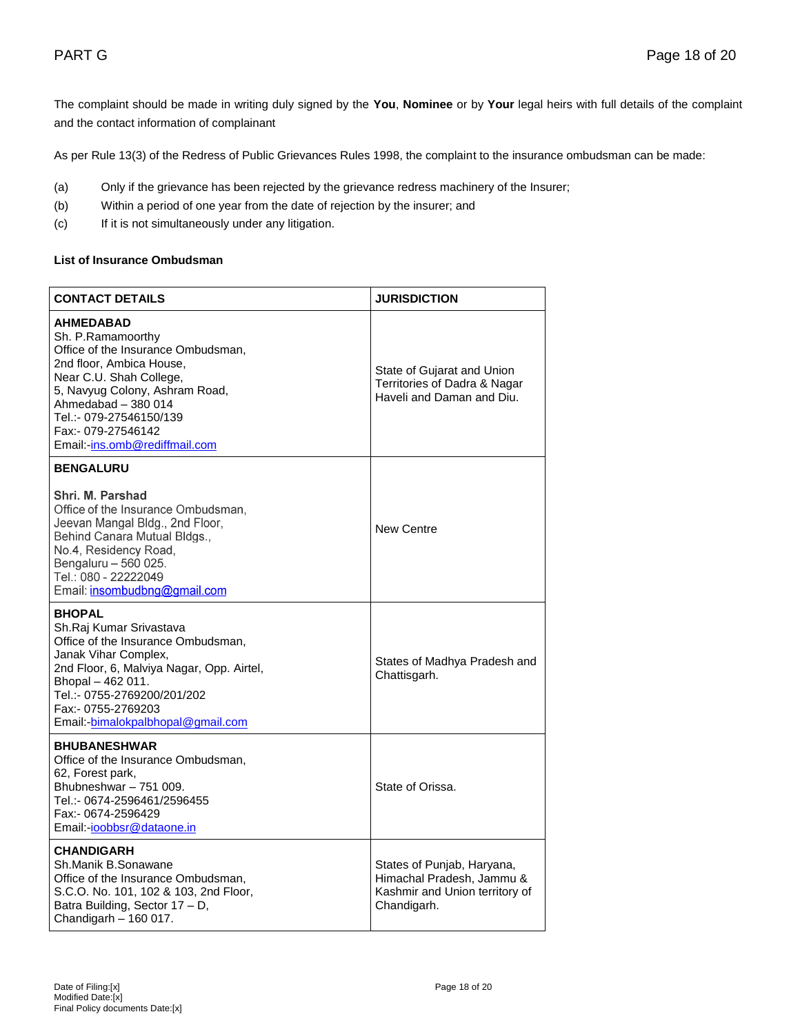The complaint should be made in writing duly signed by the **You**, **Nominee** or by **Your** legal heirs with full details of the complaint and the contact information of complainant

As per Rule 13(3) of the Redress of Public Grievances Rules 1998, the complaint to the insurance ombudsman can be made:

(a) Only if the grievance has been rejected by the grievance redress machinery of the Insurer;

(b) Within a period of one year from the date of rejection by the insurer; and

(c) If it is not simultaneously under any litigation.

**List of Insurance Ombudsman**

| CONTACT DETAILS | JURISDICTION |
|---|---|
| **AHMEDABAD**<br>Sh. P.Ramamoorthy<br>Office of the Insurance Ombudsman,<br>2nd floor, Ambica House,<br>Near C.U. Shah College,<br>5, Navyug Colony, Ashram Road,<br>Ahmedabad – 380 014<br>Tel.:- 079-27546150/139<br>Fax:- 079-27546142<br>Email:-ins.omb@rediffmail.com | State of Gujarat and Union Territories of Dadra & Nagar Haveli and Daman and Diu. |
| **BENGALURU**<br><br>**Shri. M. Parshad**<br>Office of the Insurance Ombudsman,<br>Jeevan Mangal Bldg., 2nd Floor,<br>Behind Canara Mutual Bldgs.,<br>No.4, Residency Road,<br>Bengaluru – 560 025.<br>Tel.: 080 - 22222049<br>Email: insombudbng@gmail.com | New Centre |
| **BHOPAL**<br>Sh.Raj Kumar Srivastava<br>Office of the Insurance Ombudsman,<br>Janak Vihar Complex,<br>2nd Floor, 6, Malviya Nagar, Opp. Airtel,<br>Bhopal – 462 011.<br>Tel.:- 0755-2769200/201/202<br>Fax:- 0755-2769203<br>Email:-bimalokpalbhopal@gmail.com | States of Madhya Pradesh and Chattisgarh. |
| **BHUBANESHWAR**<br>Office of the Insurance Ombudsman,<br>62, Forest park,<br>Bhubneshwar – 751 009.<br>Tel.:- 0674-2596461/2596455<br>Fax:- 0674-2596429<br>Email:-ioobbsr@dataone.in | State of Orissa. |
| **CHANDIGARH**<br>Sh.Manik B.Sonawane<br>Office of the Insurance Ombudsman,<br>S.C.O. No. 101, 102 & 103, 2nd Floor,<br>Batra Building, Sector 17 – D,<br>Chandigarh – 160 017. | States of Punjab, Haryana, Himachal Pradesh, Jammu & Kashmir and Union territory of Chandigarh. |

Date of Filing:[x]
Modified Date:[x]
Final Policy documents Date:[x]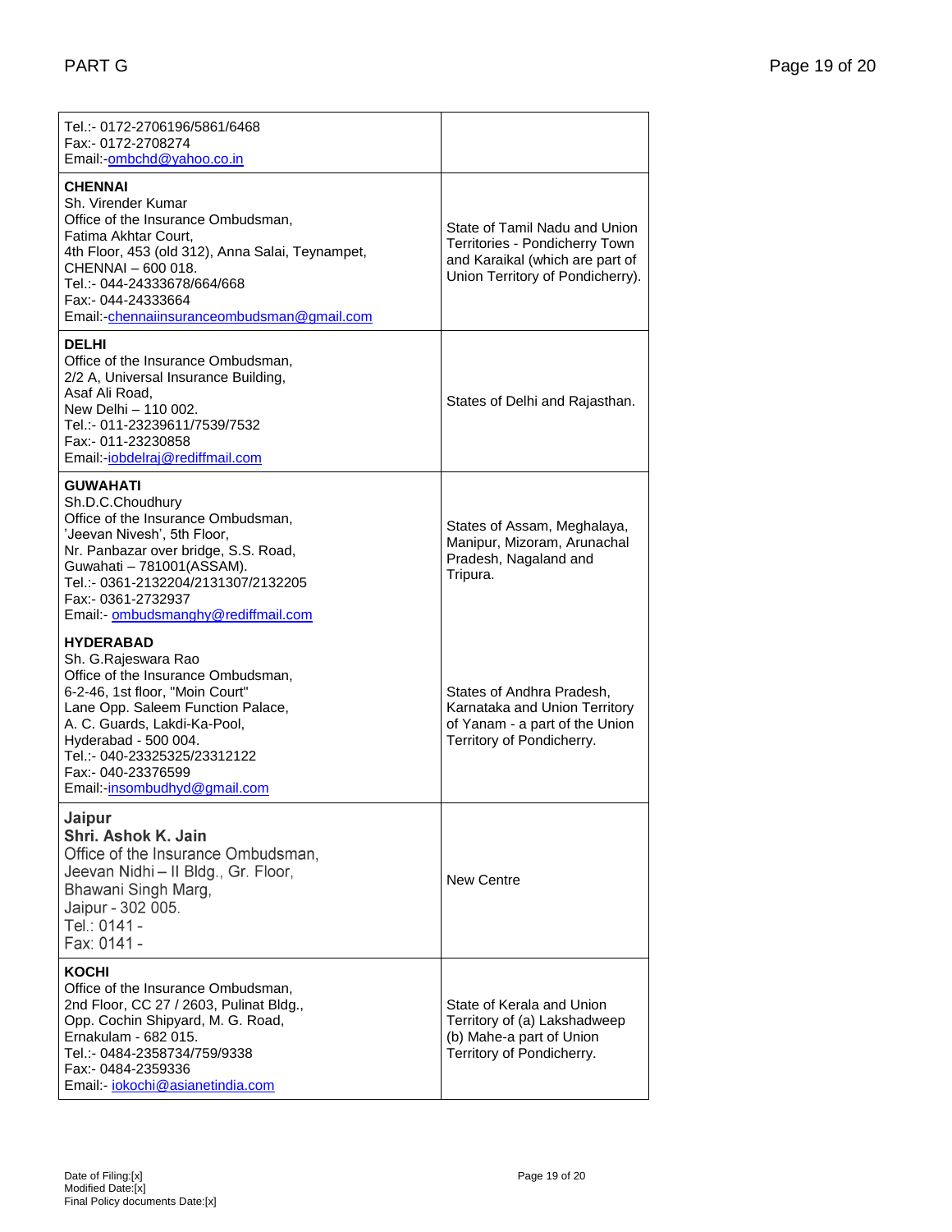| | |
|---|---|
| Tel.:- 0172-2706196/5861/6468<br>Fax:- 0172-2708274<br>Email:-ombchd@yahoo.co.in | |
| **CHENNAI**<br>Sh. Virender Kumar<br>Office of the Insurance Ombudsman,<br>Fatima Akhtar Court,<br>4th Floor, 453 (old 312), Anna Salai, Teynampet,<br>CHENNAI – 600 018.<br>Tel.:- 044-24333678/664/668<br>Fax:- 044-24333664<br>Email:-chennaiinsuranceombudsman@gmail.com | State of Tamil Nadu and Union Territories - Pondicherry Town and Karaikal (which are part of Union Territory of Pondicherry). |
| **DELHI**<br>Office of the Insurance Ombudsman,<br>2/2 A, Universal Insurance Building,<br>Asaf Ali Road,<br>New Delhi – 110 002.<br>Tel.:- 011-23239611/7539/7532<br>Fax:- 011-23230858<br>Email:-iobdelraj@rediffmail.com | States of Delhi and Rajasthan. |
| **GUWAHATI**<br>Sh.D.C.Choudhury<br>Office of the Insurance Ombudsman,<br>'Jeevan Nivesh', 5th Floor,<br>Nr. Panbazar over bridge, S.S. Road,<br>Guwahati – 781001(ASSAM).<br>Tel.:- 0361-2132204/2131307/2132205<br>Fax:- 0361-2732937<br>Email:- ombudsmanghy@rediffmail.com | States of Assam, Meghalaya, Manipur, Mizoram, Arunachal Pradesh, Nagaland and Tripura. |
| **HYDERABAD**<br>Sh. G.Rajeswara Rao<br>Office of the Insurance Ombudsman,<br>6-2-46, 1st floor, "Moin Court"<br>Lane Opp. Saleem Function Palace,<br>A. C. Guards, Lakdi-Ka-Pool,<br>Hyderabad - 500 004.<br>Tel.:- 040-23325325/23312122<br>Fax:- 040-23376599<br>Email:-insombudhyd@gmail.com | States of Andhra Pradesh, Karnataka and Union Territory of Yanam - a part of the Union Territory of Pondicherry. |
| **Jaipur**<br>**Shri. Ashok K. Jain**<br>Office of the Insurance Ombudsman,<br>Jeevan Nidhi – II Bldg., Gr. Floor,<br>Bhawani Singh Marg,<br>Jaipur - 302 005.<br>Tel.: 0141 -<br>Fax: 0141 - | New Centre |
| **KOCHI**<br>Office of the Insurance Ombudsman,<br>2nd Floor, CC 27 / 2603, Pulinat Bldg.,<br>Opp. Cochin Shipyard, M. G. Road,<br>Ernakulam - 682 015.<br>Tel.:- 0484-2358734/759/9338<br>Fax:- 0484-2359336<br>Email:- iokochi@asianetindia.com | State of Kerala and Union Territory of (a) Lakshadweep (b) Mahe-a part of Union Territory of Pondicherry. |

Date of Filing:[x]
Modified Date:[x]
Final Policy documents Date:[x]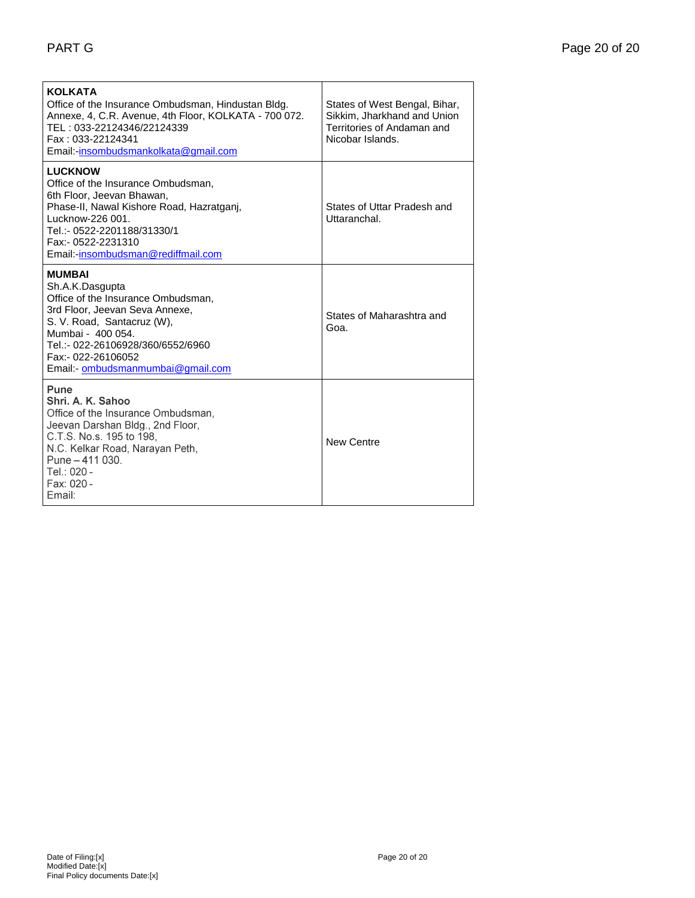| | |
|---|---|
| **KOLKATA**<br>Office of the Insurance Ombudsman, Hindustan Bldg. Annexe, 4, C.R. Avenue, 4th Floor, KOLKATA - 700 072.<br>TEL : 033-22124346/22124339<br>Fax : 033-22124341<br>Email:-insombudsmankolkata@gmail.com | States of West Bengal, Bihar, Sikkim, Jharkhand and Union Territories of Andaman and Nicobar Islands. |
| **LUCKNOW**<br>Office of the Insurance Ombudsman,<br>6th Floor, Jeevan Bhawan,<br>Phase-II, Nawal Kishore Road, Hazratganj,<br>Lucknow-226 001.<br>Tel.:- 0522-2201188/31330/1<br>Fax:- 0522-2231310<br>Email:-insombudsman@rediffmail.com | States of Uttar Pradesh and Uttaranchal. |
| **MUMBAI**<br>Sh.A.K.Dasgupta<br>Office of the Insurance Ombudsman,<br>3rd Floor, Jeevan Seva Annexe,<br>S. V. Road, Santacruz (W),<br>Mumbai - 400 054.<br>Tel.:- 022-26106928/360/6552/6960<br>Fax:- 022-26106052<br>Email:- ombudsmanmumbai@gmail.com | States of Maharashtra and Goa. |
| **Pune**<br>**Shri. A. K. Sahoo**<br>Office of the Insurance Ombudsman,<br>Jeevan Darshan Bldg., 2nd Floor,<br>C.T.S. No.s. 195 to 198,<br>N.C. Kelkar Road, Narayan Peth,<br>Pune – 411 030.<br>Tel.: 020 -<br>Fax: 020 -<br>Email: | New Centre |

Date of Filing:[x]
Modified Date:[x]
Final Policy documents Date:[x]